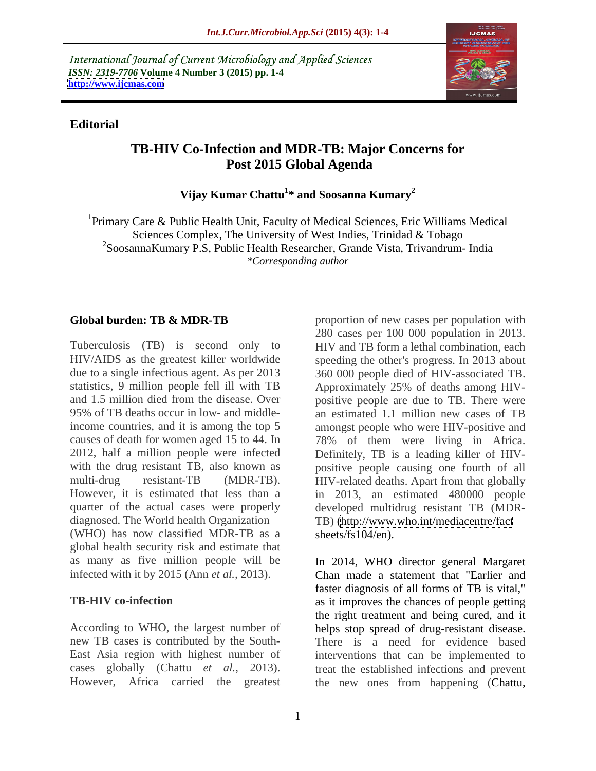*International Journal of Current Microbiology and Applied Sciences*
*ISSN: 2319-7706* **Volume 4 Number 3 (2015) pp. 1-4**
**http://www.ijcmas.com**

**Editorial**

# TB-HIV Co-Infection and MDR-TB: Major Concerns for Post 2015 Global Agenda

**Vijay Kumar Chattu[1]* and Soosanna Kumary[2]**

[1]Primary Care & Public Health Unit, Faculty of Medical Sciences, Eric Williams Medical Sciences Complex, The University of West Indies, Trinidad & Tobago
[2]SoosannaKumary P.S, Public Health Researcher, Grande Vista, Trivandrum- India
*\*Corresponding author*

## Global burden: TB & MDR-TB

Tuberculosis (TB) is second only to HIV/AIDS as the greatest killer worldwide due to a single infectious agent. As per 2013 statistics, 9 million people fell ill with TB and 1.5 million died from the disease. Over 95% of TB deaths occur in low- and middle-income countries, and it is among the top 5 causes of death for women aged 15 to 44. In 2012, half a million people were infected with the drug resistant TB, also known as multi-drug resistant-TB (MDR-TB). However, it is estimated that less than a quarter of the actual cases were properly diagnosed. The World health Organization (WHO) has now classified MDR-TB as a global health security risk and estimate that as many as five million people will be infected with it by 2015 (Ann *et al.*, 2013).

## TB-HIV co-infection

According to WHO, the largest number of new TB cases is contributed by the South-East Asia region with highest number of cases globally (Chattu *et al.*, 2013). However, Africa carried the greatest proportion of new cases per population with 280 cases per 100 000 population in 2013. HIV and TB form a lethal combination, each speeding the other's progress. In 2013 about 360 000 people died of HIV-associated TB. Approximately 25% of deaths among HIV-positive people are due to TB. There were an estimated 1.1 million new cases of TB amongst people who were HIV-positive and 78% of them were living in Africa. Definitely, TB is a leading killer of HIV-positive people causing one fourth of all HIV-related deaths. Apart from that globally in 2013, an estimated 480000 people developed multidrug resistant TB (MDR-TB) (http://www.who.int/mediacentre/factsheets/fs104/en).

In 2014, WHO director general Margaret Chan made a statement that "Earlier and faster diagnosis of all forms of TB is vital," as it improves the chances of people getting the right treatment and being cured, and it helps stop spread of drug-resistant disease. There is a need for evidence based interventions that can be implemented to treat the established infections and prevent the new ones from happening (Chattu,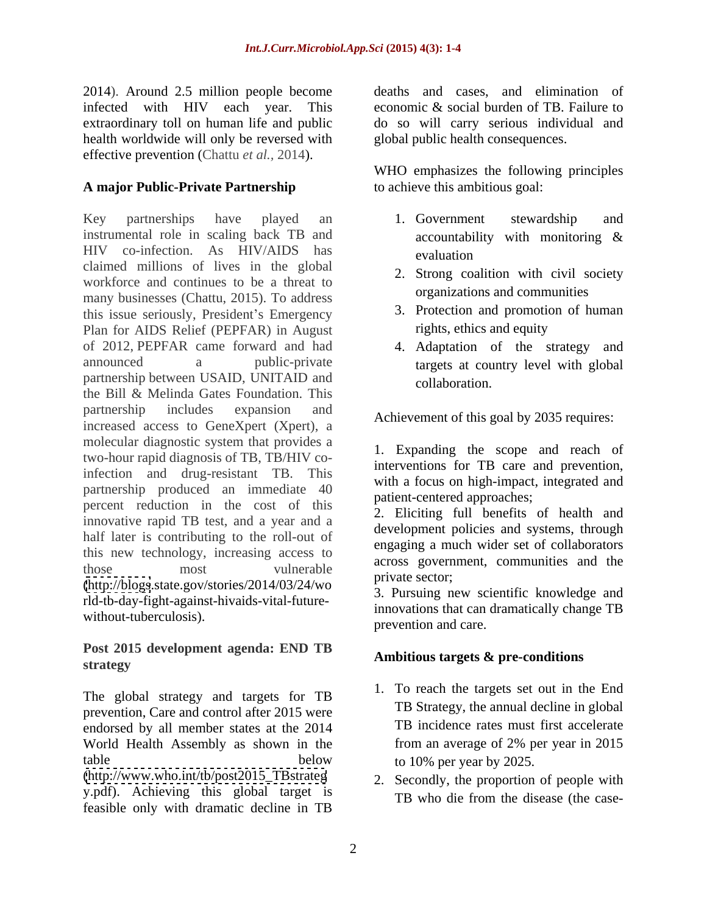2014). Around 2.5 million people become infected with HIV each year. This extraordinary toll on human life and public health worldwide will only be reversed with effective prevention (Chattu *et al.*, 2014).

**A major Public-Private Partnership**

Key partnerships have played an instrumental role in scaling back TB and HIV co-infection. As HIV/AIDS has claimed millions of lives in the global workforce and continues to be a threat to many businesses (Chattu, 2015). To address this issue seriously, President's Emergency Plan for AIDS Relief (PEPFAR) in August of 2012, PEPFAR came forward and had announced a public-private partnership between USAID, UNITAID and the Bill & Melinda Gates Foundation. This partnership includes expansion and increased access to GeneXpert (Xpert), a molecular diagnostic system that provides a two-hour rapid diagnosis of TB, TB/HIV co-infection and drug-resistant TB. This partnership produced an immediate 40 percent reduction in the cost of this innovative rapid TB test, and a year and a half later is contributing to the roll-out of this new technology, increasing access to those most vulnerable (http://blogs.state.gov/stories/2014/03/24/world-tb-day-fight-against-hivaids-vital-future-without-tuberculosis).

**Post 2015 development agenda: END TB strategy**

The global strategy and targets for TB prevention, Care and control after 2015 were endorsed by all member states at the 2014 World Health Assembly as shown in the table below (http://www.who.int/tb/post2015_TBstrategy.pdf). Achieving this global target is feasible only with dramatic decline in TB deaths and cases, and elimination of economic & social burden of TB. Failure to do so will carry serious individual and global public health consequences.

WHO emphasizes the following principles to achieve this ambitious goal:

1. Government stewardship and accountability with monitoring & evaluation
2. Strong coalition with civil society organizations and communities
3. Protection and promotion of human rights, ethics and equity
4. Adaptation of the strategy and targets at country level with global collaboration.

Achievement of this goal by 2035 requires:

1. Expanding the scope and reach of interventions for TB care and prevention, with a focus on high-impact, integrated and patient-centered approaches;
2. Eliciting full benefits of health and development policies and systems, through engaging a much wider set of collaborators across government, communities and the private sector;
3. Pursuing new scientific knowledge and innovations that can dramatically change TB prevention and care.

**Ambitious targets & pre-conditions**

1. To reach the targets set out in the End TB Strategy, the annual decline in global TB incidence rates must first accelerate from an average of 2% per year in 2015 to 10% per year by 2025.
2. Secondly, the proportion of people with TB who die from the disease (the case-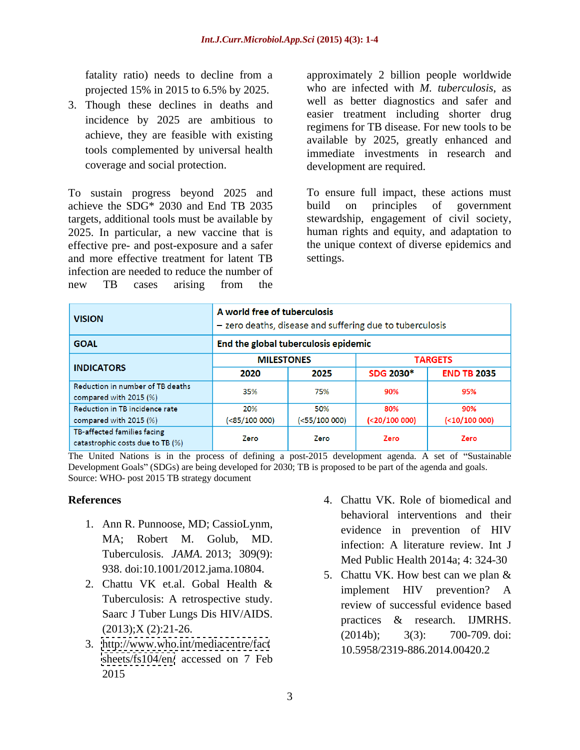fatality ratio) needs to decline from a projected 15% in 2015 to 6.5% by 2025.

3. Though these declines in deaths and incidence by 2025 are ambitious to achieve, they are feasible with existing tools complemented by universal health coverage and social protection.

To sustain progress beyond 2025 and achieve the SDG* 2030 and End TB 2035 targets, additional tools must be available by 2025. In particular, a new vaccine that is effective pre- and post-exposure and a safer and more effective treatment for latent TB infection are needed to reduce the number of new TB cases arising from the approximately 2 billion people worldwide who are infected with *M. tuberculosis*, as well as better diagnostics and safer and easier treatment including shorter drug regimens for TB disease. For new tools to be available by 2025, greatly enhanced and immediate investments in research and development are required.

To ensure full impact, these actions must build on principles of government stewardship, engagement of civil society, human rights and equity, and adaptation to the unique context of diverse epidemics and settings.

| **VISION** | **A world free of tuberculosis** – zero deaths, disease and suffering due to tuberculosis | | | |
|---|---|---|---|---|
| **GOAL** | **End the global tuberculosis epidemic** | | | |
| **INDICATORS** | **MILESTONES** | | **TARGETS** | |
| | **2020** | **2025** | **SDG 2030*** | **END TB 2035** |
| Reduction in number of TB deaths compared with 2015 (%) | 35% | 75% | 90% | 95% |
| Reduction in TB incidence rate compared with 2015 (%) | 20% (<85/100 000) | 50% (<55/100 000) | 80% (<20/100 000) | 90% (<10/100 000) |
| TB-affected families facing catastrophic costs due to TB (%) | Zero | Zero | Zero | Zero |

The United Nations is in the process of defining a post-2015 development agenda. A set of "Sustainable Development Goals" (SDGs) are being developed for 2030; TB is proposed to be part of the agenda and goals.
Source: WHO- post 2015 TB strategy document

## References

1. Ann R. Punnoose, MD; CassioLynm, MA; Robert M. Golub, MD. Tuberculosis. *JAMA*. 2013; 309(9): 938. doi:10.1001/2012.jama.10804.
2. Chattu VK et.al. Gobal Health & Tuberculosis: A retrospective study. Saarc J Tuber Lungs Dis HIV/AIDS. (2013);X (2):21-26.
3. http://www.who.int/mediacentre/factsheets/fs104/en/ accessed on 7 Feb 2015
4. Chattu VK. Role of biomedical and behavioral interventions and their evidence in prevention of HIV infection: A literature review. Int J Med Public Health 2014a; 4: 324-30
5. Chattu VK. How best can we plan & implement HIV prevention? A review of successful evidence based practices & research. IJMRHS. (2014b); 3(3): 700-709. doi: 10.5958/2319-886.2014.00420.2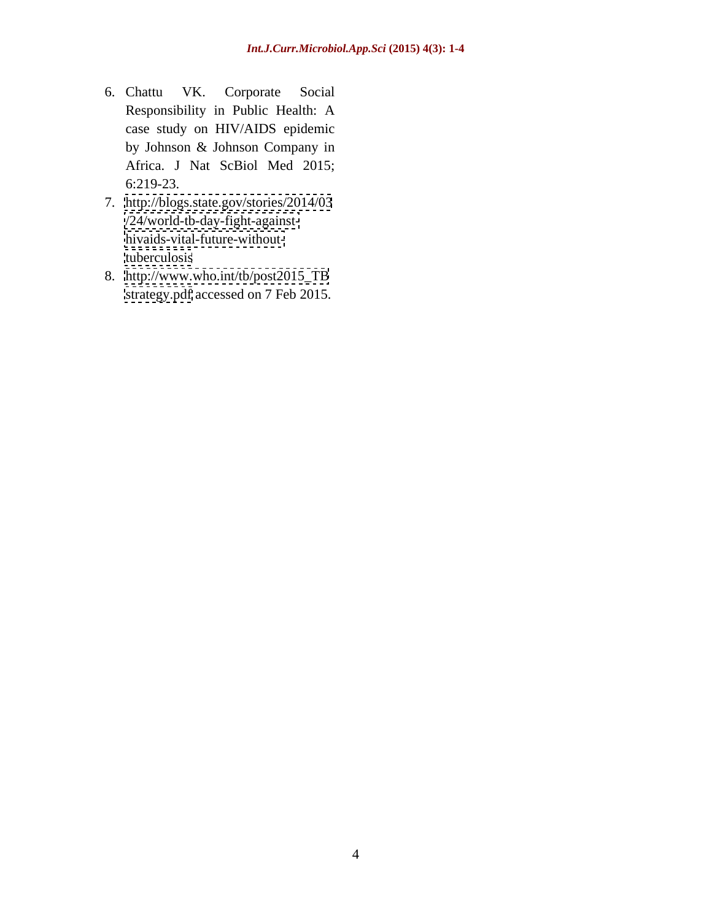6. Chattu VK. Corporate Social Responsibility in Public Health: A case study on HIV/AIDS epidemic by Johnson & Johnson Company in Africa. J Nat ScBiol Med 2015; 6:219-23.
7. http://blogs.state.gov/stories/2014/03/24/world-tb-day-fight-against-hivaids-vital-future-without-tuberculosis
8. http://www.who.int/tb/post2015_TBstrategy.pdf accessed on 7 Feb 2015.